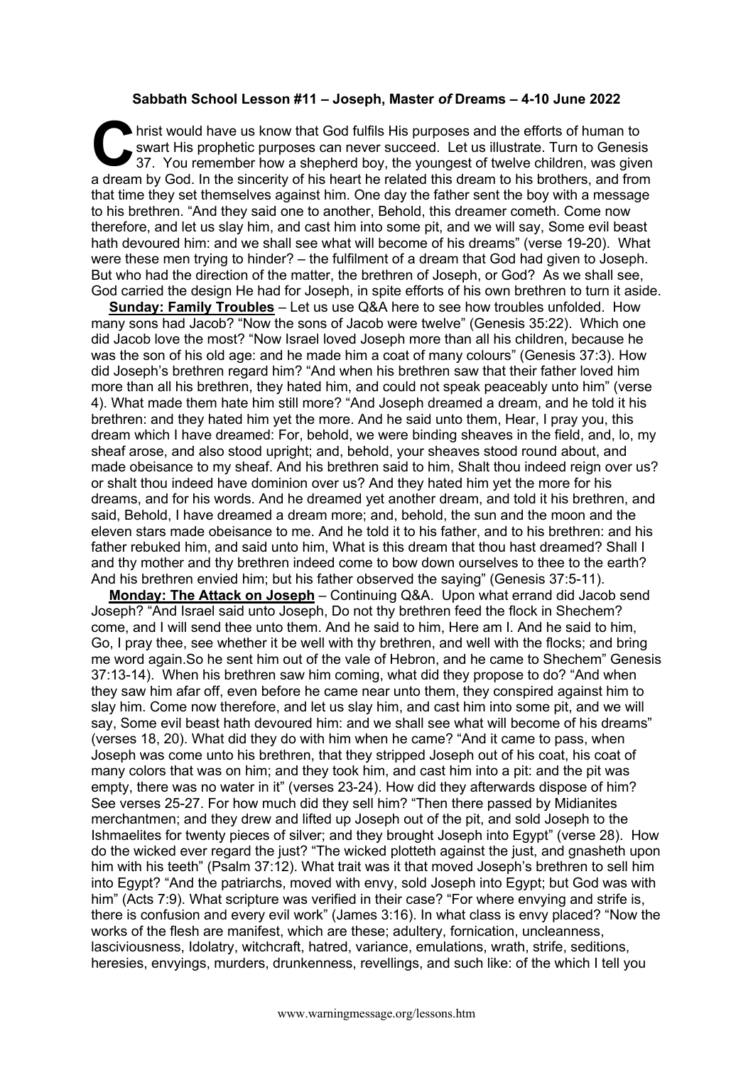**Sabbath School Lesson #11 – Joseph, Master *of* Dreams – 4-10 June 2022**

Christ would have us know that God fulfils His purposes and the efforts of human to swart His prophetic purposes can never succeed. Let us illustrate. Turn to Genesis 37. You remember how a shepherd boy, the youngest of twelve children, was given a dream by God. In the sincerity of his heart he related this dream to his brothers, and from that time they set themselves against him. One day the father sent the boy with a message to his brethren. "And they said one to another, Behold, this dreamer cometh. Come now therefore, and let us slay him, and cast him into some pit, and we will say, Some evil beast hath devoured him: and we shall see what will become of his dreams" (verse 19-20). What were these men trying to hinder? – the fulfilment of a dream that God had given to Joseph. But who had the direction of the matter, the brethren of Joseph, or God? As we shall see, God carried the design He had for Joseph, in spite efforts of his own brethren to turn it aside.

**Sunday: Family Troubles** – Let us use Q&A here to see how troubles unfolded. How many sons had Jacob? "Now the sons of Jacob were twelve" (Genesis 35:22). Which one did Jacob love the most? "Now Israel loved Joseph more than all his children, because he was the son of his old age: and he made him a coat of many colours" (Genesis 37:3). How did Joseph's brethren regard him? "And when his brethren saw that their father loved him more than all his brethren, they hated him, and could not speak peaceably unto him" (verse 4). What made them hate him still more? "And Joseph dreamed a dream, and he told it his brethren: and they hated him yet the more. And he said unto them, Hear, I pray you, this dream which I have dreamed: For, behold, we were binding sheaves in the field, and, lo, my sheaf arose, and also stood upright; and, behold, your sheaves stood round about, and made obeisance to my sheaf. And his brethren said to him, Shalt thou indeed reign over us? or shalt thou indeed have dominion over us? And they hated him yet the more for his dreams, and for his words. And he dreamed yet another dream, and told it his brethren, and said, Behold, I have dreamed a dream more; and, behold, the sun and the moon and the eleven stars made obeisance to me. And he told it to his father, and to his brethren: and his father rebuked him, and said unto him, What is this dream that thou hast dreamed? Shall I and thy mother and thy brethren indeed come to bow down ourselves to thee to the earth? And his brethren envied him; but his father observed the saying" (Genesis 37:5-11).

**Monday: The Attack on Joseph** – Continuing Q&A. Upon what errand did Jacob send Joseph? "And Israel said unto Joseph, Do not thy brethren feed the flock in Shechem? come, and I will send thee unto them. And he said to him, Here am I. And he said to him, Go, I pray thee, see whether it be well with thy brethren, and well with the flocks; and bring me word again.So he sent him out of the vale of Hebron, and he came to Shechem" Genesis 37:13-14). When his brethren saw him coming, what did they propose to do? "And when they saw him afar off, even before he came near unto them, they conspired against him to slay him. Come now therefore, and let us slay him, and cast him into some pit, and we will say, Some evil beast hath devoured him: and we shall see what will become of his dreams" (verses 18, 20). What did they do with him when he came? "And it came to pass, when Joseph was come unto his brethren, that they stripped Joseph out of his coat, his coat of many colors that was on him; and they took him, and cast him into a pit: and the pit was empty, there was no water in it" (verses 23-24). How did they afterwards dispose of him? See verses 25-27. For how much did they sell him? "Then there passed by Midianites merchantmen; and they drew and lifted up Joseph out of the pit, and sold Joseph to the Ishmaelites for twenty pieces of silver; and they brought Joseph into Egypt" (verse 28). How do the wicked ever regard the just? "The wicked plotteth against the just, and gnasheth upon him with his teeth" (Psalm 37:12). What trait was it that moved Joseph's brethren to sell him into Egypt? "And the patriarchs, moved with envy, sold Joseph into Egypt; but God was with him" (Acts 7:9). What scripture was verified in their case? "For where envying and strife is, there is confusion and every evil work" (James 3:16). In what class is envy placed? "Now the works of the flesh are manifest, which are these; adultery, fornication, uncleanness, lasciviousness, Idolatry, witchcraft, hatred, variance, emulations, wrath, strife, seditions, heresies, envyings, murders, drunkenness, revellings, and such like: of the which I tell you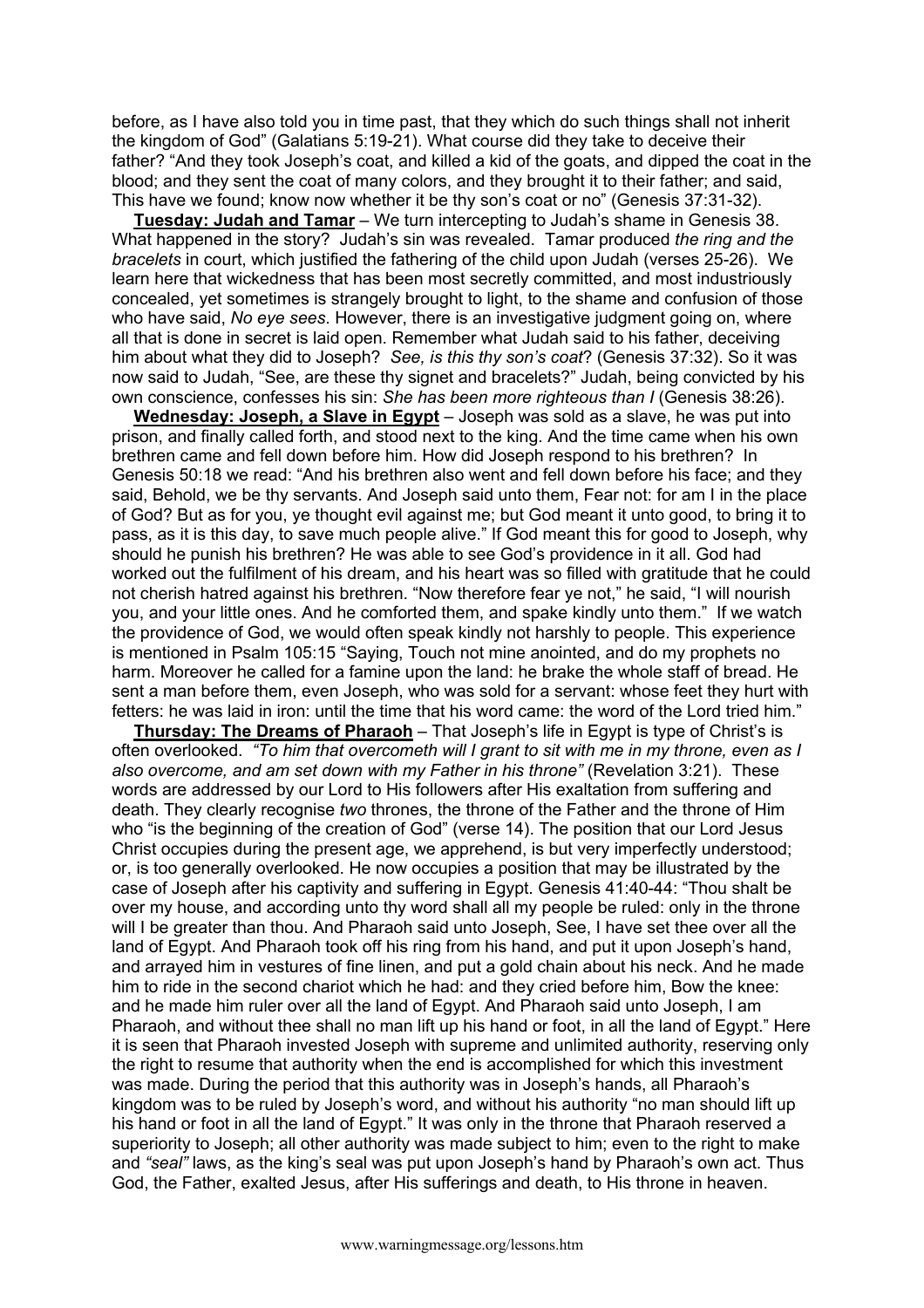before, as I have also told you in time past, that they which do such things shall not inherit the kingdom of God" (Galatians 5:19-21). What course did they take to deceive their father? "And they took Joseph's coat, and killed a kid of the goats, and dipped the coat in the blood; and they sent the coat of many colors, and they brought it to their father; and said, This have we found; know now whether it be thy son's coat or no" (Genesis 37:31-32).

**Tuesday: Judah and Tamar** – We turn intercepting to Judah's shame in Genesis 38. What happened in the story? Judah's sin was revealed. Tamar produced *the ring and the bracelets* in court, which justified the fathering of the child upon Judah (verses 25-26). We learn here that wickedness that has been most secretly committed, and most industriously concealed, yet sometimes is strangely brought to light, to the shame and confusion of those who have said, *No eye sees*. However, there is an investigative judgment going on, where all that is done in secret is laid open. Remember what Judah said to his father, deceiving him about what they did to Joseph? *See, is this thy son's coat*? (Genesis 37:32). So it was now said to Judah, "See, are these thy signet and bracelets?" Judah, being convicted by his own conscience, confesses his sin: *She has been more righteous than I* (Genesis 38:26).

**Wednesday: Joseph, a Slave in Egypt** – Joseph was sold as a slave, he was put into prison, and finally called forth, and stood next to the king. And the time came when his own brethren came and fell down before him. How did Joseph respond to his brethren? In Genesis 50:18 we read: "And his brethren also went and fell down before his face; and they said, Behold, we be thy servants. And Joseph said unto them, Fear not: for am I in the place of God? But as for you, ye thought evil against me; but God meant it unto good, to bring it to pass, as it is this day, to save much people alive." If God meant this for good to Joseph, why should he punish his brethren? He was able to see God's providence in it all. God had worked out the fulfilment of his dream, and his heart was so filled with gratitude that he could not cherish hatred against his brethren. "Now therefore fear ye not," he said, "I will nourish you, and your little ones. And he comforted them, and spake kindly unto them." If we watch the providence of God, we would often speak kindly not harshly to people. This experience is mentioned in Psalm 105:15 "Saying, Touch not mine anointed, and do my prophets no harm. Moreover he called for a famine upon the land: he brake the whole staff of bread. He sent a man before them, even Joseph, who was sold for a servant: whose feet they hurt with fetters: he was laid in iron: until the time that his word came: the word of the Lord tried him."

**Thursday: The Dreams of Pharaoh** – That Joseph's life in Egypt is type of Christ's is often overlooked. *"To him that overcometh will I grant to sit with me in my throne, even as I also overcome, and am set down with my Father in his throne"* (Revelation 3:21). These words are addressed by our Lord to His followers after His exaltation from suffering and death. They clearly recognise *two* thrones, the throne of the Father and the throne of Him who "is the beginning of the creation of God" (verse 14). The position that our Lord Jesus Christ occupies during the present age, we apprehend, is but very imperfectly understood; or, is too generally overlooked. He now occupies a position that may be illustrated by the case of Joseph after his captivity and suffering in Egypt. Genesis 41:40-44: "Thou shalt be over my house, and according unto thy word shall all my people be ruled: only in the throne will I be greater than thou. And Pharaoh said unto Joseph, See, I have set thee over all the land of Egypt. And Pharaoh took off his ring from his hand, and put it upon Joseph's hand, and arrayed him in vestures of fine linen, and put a gold chain about his neck. And he made him to ride in the second chariot which he had: and they cried before him, Bow the knee: and he made him ruler over all the land of Egypt. And Pharaoh said unto Joseph, I am Pharaoh, and without thee shall no man lift up his hand or foot, in all the land of Egypt." Here it is seen that Pharaoh invested Joseph with supreme and unlimited authority, reserving only the right to resume that authority when the end is accomplished for which this investment was made. During the period that this authority was in Joseph's hands, all Pharaoh's kingdom was to be ruled by Joseph's word, and without his authority "no man should lift up his hand or foot in all the land of Egypt." It was only in the throne that Pharaoh reserved a superiority to Joseph; all other authority was made subject to him; even to the right to make and *"seal"* laws, as the king's seal was put upon Joseph's hand by Pharaoh's own act. Thus God, the Father, exalted Jesus, after His sufferings and death, to His throne in heaven.